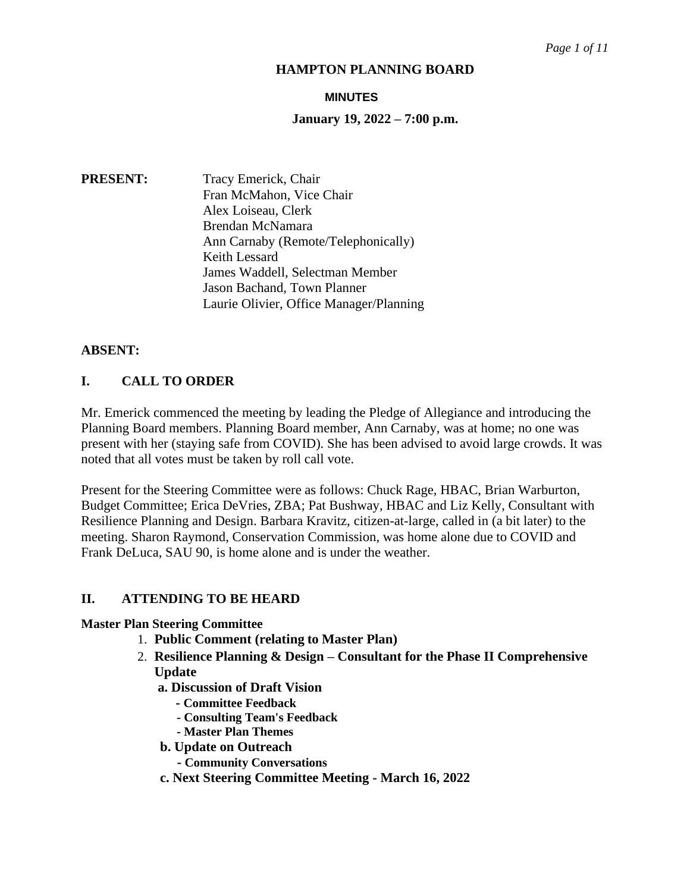# HAMPTON PLANNING BOARD

## MINUTES

### January 19, 2022 – 7:00 p.m.

**PRESENT:**
Tracy Emerick, Chair
Fran McMahon, Vice Chair
Alex Loiseau, Clerk
Brendan McNamara
Ann Carnaby (Remote/Telephonically)
Keith Lessard
James Waddell, Selectman Member
Jason Bachand, Town Planner
Laurie Olivier, Office Manager/Planning

**ABSENT:**

## I. CALL TO ORDER

Mr. Emerick commenced the meeting by leading the Pledge of Allegiance and introducing the Planning Board members. Planning Board member, Ann Carnaby, was at home; no one was present with her (staying safe from COVID). She has been advised to avoid large crowds. It was noted that all votes must be taken by roll call vote.

Present for the Steering Committee were as follows: Chuck Rage, HBAC, Brian Warburton, Budget Committee; Erica DeVries, ZBA; Pat Bushway, HBAC and Liz Kelly, Consultant with Resilience Planning and Design. Barbara Kravitz, citizen-at-large, called in (a bit later) to the meeting. Sharon Raymond, Conservation Commission, was home alone due to COVID and Frank DeLuca, SAU 90, is home alone and is under the weather.

## II. ATTENDING TO BE HEARD

**Master Plan Steering Committee**

1. **Public Comment (relating to Master Plan)**
2. **Resilience Planning & Design – Consultant for the Phase II Comprehensive Update**
   - **a. Discussion of Draft Vision**
     - **Committee Feedback**
     - **Consulting Team's Feedback**
     - **Master Plan Themes**
   - **b. Update on Outreach**
     - **Community Conversations**
   - **c. Next Steering Committee Meeting - March 16, 2022**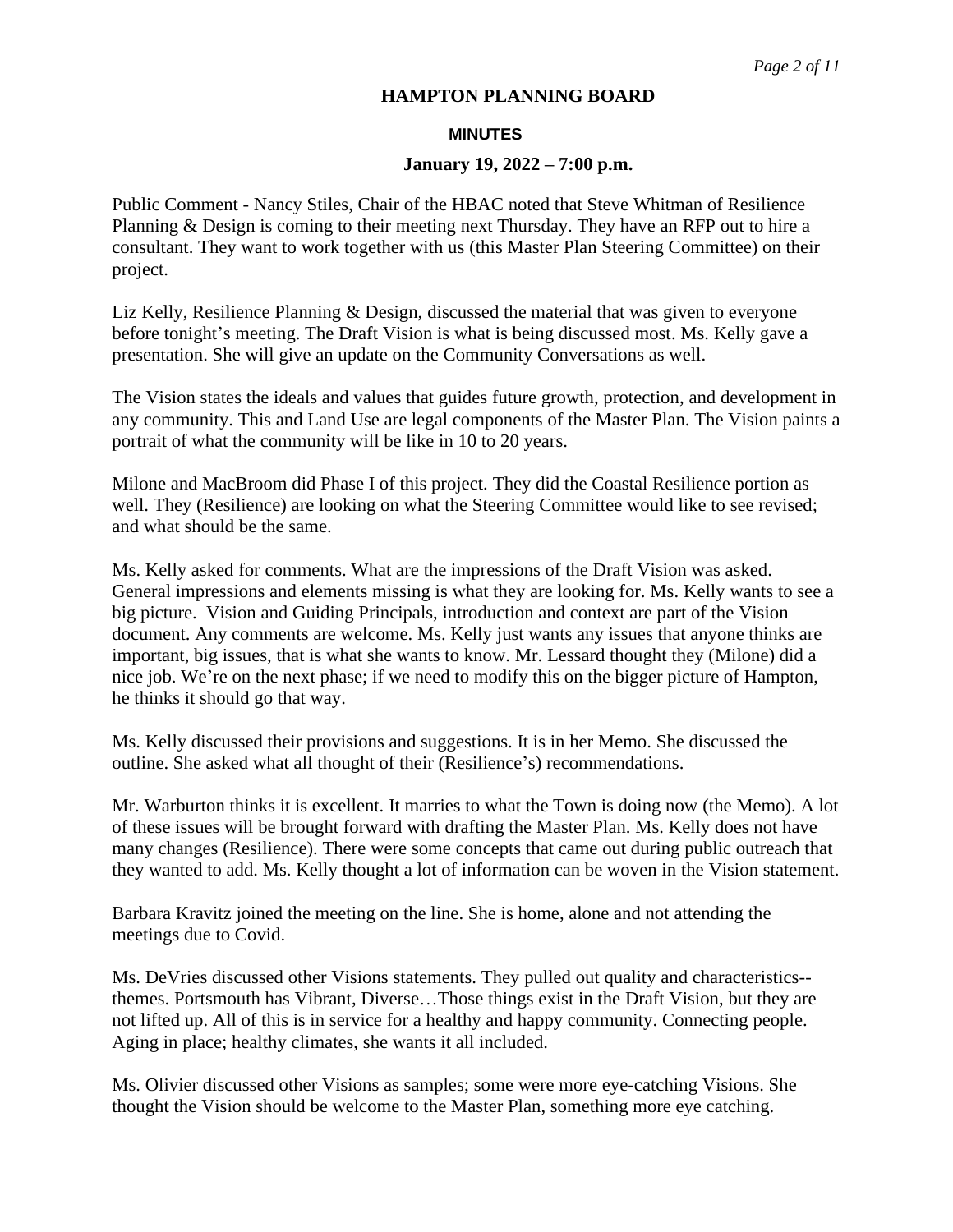**HAMPTON PLANNING BOARD**

**MINUTES**

**January 19, 2022 – 7:00 p.m.**

Public Comment - Nancy Stiles, Chair of the HBAC noted that Steve Whitman of Resilience Planning & Design is coming to their meeting next Thursday. They have an RFP out to hire a consultant. They want to work together with us (this Master Plan Steering Committee) on their project.

Liz Kelly, Resilience Planning & Design, discussed the material that was given to everyone before tonight's meeting. The Draft Vision is what is being discussed most. Ms. Kelly gave a presentation. She will give an update on the Community Conversations as well.

The Vision states the ideals and values that guides future growth, protection, and development in any community. This and Land Use are legal components of the Master Plan. The Vision paints a portrait of what the community will be like in 10 to 20 years.

Milone and MacBroom did Phase I of this project. They did the Coastal Resilience portion as well. They (Resilience) are looking on what the Steering Committee would like to see revised; and what should be the same.

Ms. Kelly asked for comments. What are the impressions of the Draft Vision was asked. General impressions and elements missing is what they are looking for. Ms. Kelly wants to see a big picture. Vision and Guiding Principals, introduction and context are part of the Vision document. Any comments are welcome. Ms. Kelly just wants any issues that anyone thinks are important, big issues, that is what she wants to know. Mr. Lessard thought they (Milone) did a nice job. We're on the next phase; if we need to modify this on the bigger picture of Hampton, he thinks it should go that way.

Ms. Kelly discussed their provisions and suggestions. It is in her Memo. She discussed the outline. She asked what all thought of their (Resilience's) recommendations.

Mr. Warburton thinks it is excellent. It marries to what the Town is doing now (the Memo). A lot of these issues will be brought forward with drafting the Master Plan. Ms. Kelly does not have many changes (Resilience). There were some concepts that came out during public outreach that they wanted to add. Ms. Kelly thought a lot of information can be woven in the Vision statement.

Barbara Kravitz joined the meeting on the line. She is home, alone and not attending the meetings due to Covid.

Ms. DeVries discussed other Visions statements. They pulled out quality and characteristics--themes. Portsmouth has Vibrant, Diverse…Those things exist in the Draft Vision, but they are not lifted up. All of this is in service for a healthy and happy community. Connecting people. Aging in place; healthy climates, she wants it all included.

Ms. Olivier discussed other Visions as samples; some were more eye-catching Visions. She thought the Vision should be welcome to the Master Plan, something more eye catching.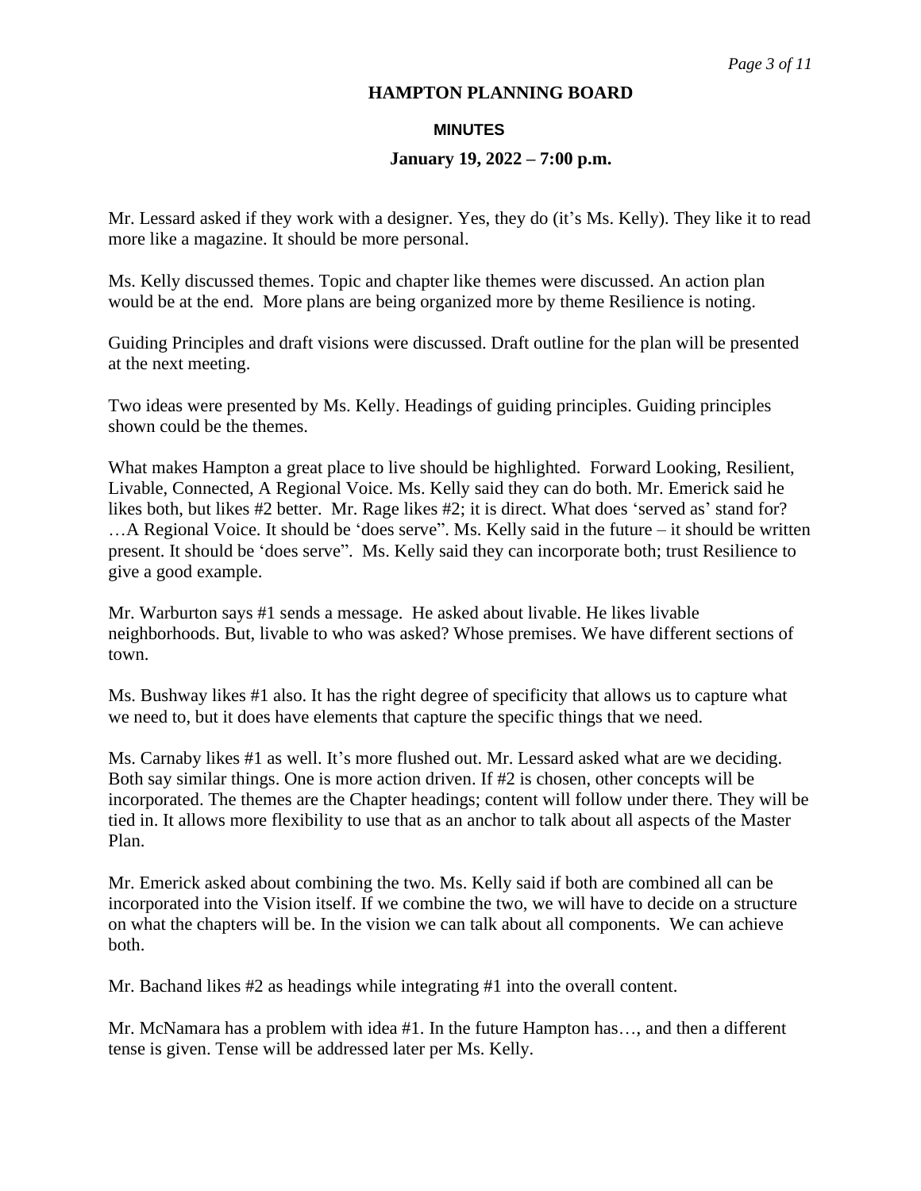**HAMPTON PLANNING BOARD**

**MINUTES**

**January 19, 2022 – 7:00 p.m.**

Mr. Lessard asked if they work with a designer. Yes, they do (it's Ms. Kelly). They like it to read more like a magazine. It should be more personal.

Ms. Kelly discussed themes. Topic and chapter like themes were discussed. An action plan would be at the end. More plans are being organized more by theme Resilience is noting.

Guiding Principles and draft visions were discussed. Draft outline for the plan will be presented at the next meeting.

Two ideas were presented by Ms. Kelly. Headings of guiding principles. Guiding principles shown could be the themes.

What makes Hampton a great place to live should be highlighted. Forward Looking, Resilient, Livable, Connected, A Regional Voice. Ms. Kelly said they can do both. Mr. Emerick said he likes both, but likes #2 better. Mr. Rage likes #2; it is direct. What does 'served as' stand for? …A Regional Voice. It should be 'does serve". Ms. Kelly said in the future – it should be written present. It should be 'does serve". Ms. Kelly said they can incorporate both; trust Resilience to give a good example.

Mr. Warburton says #1 sends a message. He asked about livable. He likes livable neighborhoods. But, livable to who was asked? Whose premises. We have different sections of town.

Ms. Bushway likes #1 also. It has the right degree of specificity that allows us to capture what we need to, but it does have elements that capture the specific things that we need.

Ms. Carnaby likes #1 as well. It's more flushed out. Mr. Lessard asked what are we deciding. Both say similar things. One is more action driven. If #2 is chosen, other concepts will be incorporated. The themes are the Chapter headings; content will follow under there. They will be tied in. It allows more flexibility to use that as an anchor to talk about all aspects of the Master Plan.

Mr. Emerick asked about combining the two. Ms. Kelly said if both are combined all can be incorporated into the Vision itself. If we combine the two, we will have to decide on a structure on what the chapters will be. In the vision we can talk about all components. We can achieve both.

Mr. Bachand likes #2 as headings while integrating #1 into the overall content.

Mr. McNamara has a problem with idea #1. In the future Hampton has…, and then a different tense is given. Tense will be addressed later per Ms. Kelly.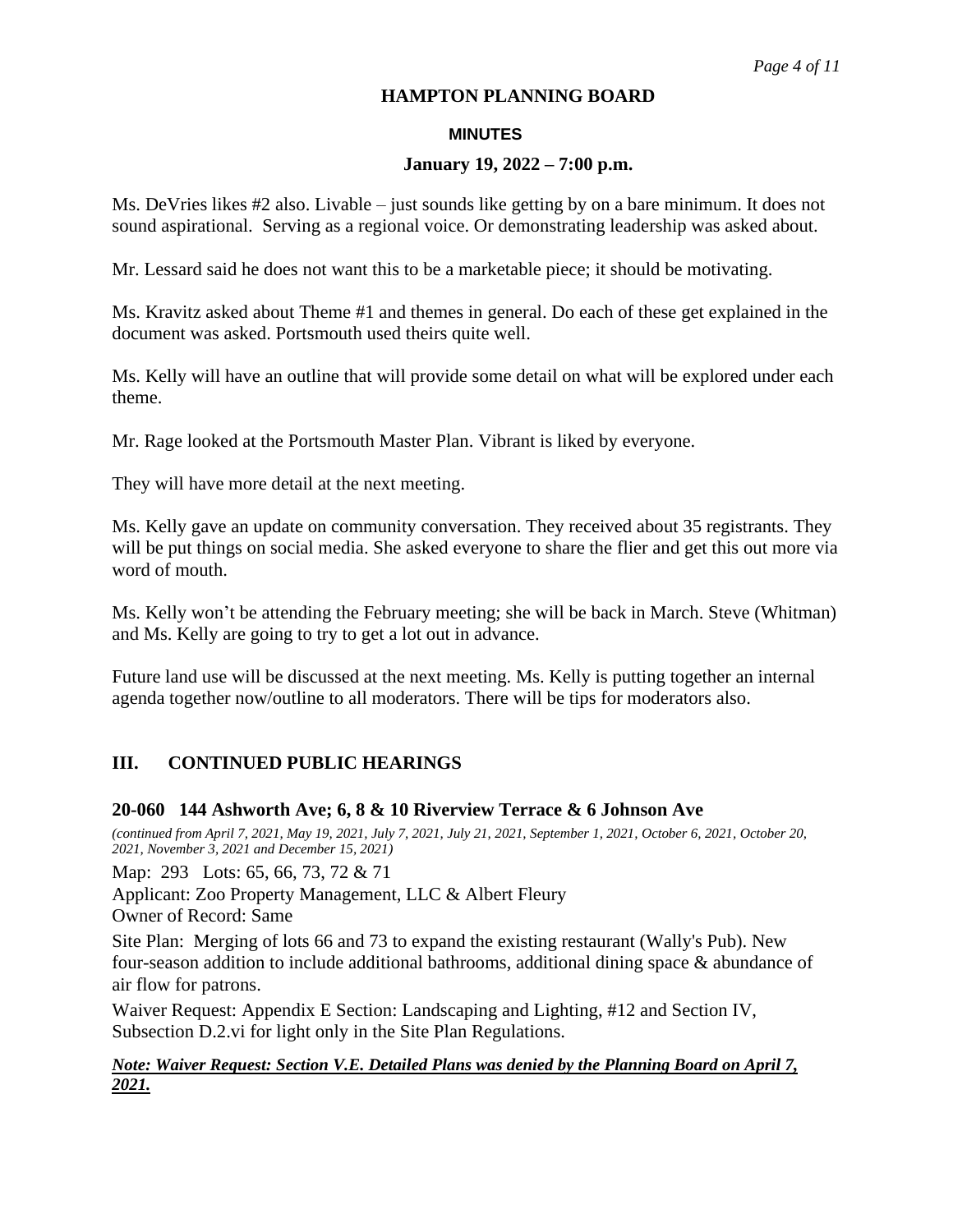Ms. DeVries likes #2 also. Livable – just sounds like getting by on a bare minimum. It does not sound aspirational. Serving as a regional voice. Or demonstrating leadership was asked about.

Mr. Lessard said he does not want this to be a marketable piece; it should be motivating.

Ms. Kravitz asked about Theme #1 and themes in general. Do each of these get explained in the document was asked. Portsmouth used theirs quite well.

Ms. Kelly will have an outline that will provide some detail on what will be explored under each theme.

Mr. Rage looked at the Portsmouth Master Plan. Vibrant is liked by everyone.

They will have more detail at the next meeting.

Ms. Kelly gave an update on community conversation. They received about 35 registrants. They will be put things on social media. She asked everyone to share the flier and get this out more via word of mouth.

Ms. Kelly won't be attending the February meeting; she will be back in March. Steve (Whitman) and Ms. Kelly are going to try to get a lot out in advance.

Future land use will be discussed at the next meeting. Ms. Kelly is putting together an internal agenda together now/outline to all moderators. There will be tips for moderators also.

## III. CONTINUED PUBLIC HEARINGS

### 20-060 144 Ashworth Ave; 6, 8 & 10 Riverview Terrace & 6 Johnson Ave

*(continued from April 7, 2021, May 19, 2021, July 7, 2021, July 21, 2021, September 1, 2021, October 6, 2021, October 20, 2021, November 3, 2021 and December 15, 2021)*

Map: 293 Lots: 65, 66, 73, 72 & 71

Applicant: Zoo Property Management, LLC & Albert Fleury

Owner of Record: Same

Site Plan: Merging of lots 66 and 73 to expand the existing restaurant (Wally's Pub). New four-season addition to include additional bathrooms, additional dining space & abundance of air flow for patrons.

Waiver Request: Appendix E Section: Landscaping and Lighting, #12 and Section IV, Subsection D.2.vi for light only in the Site Plan Regulations.

***Note: Waiver Request: Section V.E. Detailed Plans was denied by the Planning Board on April 7, 2021.***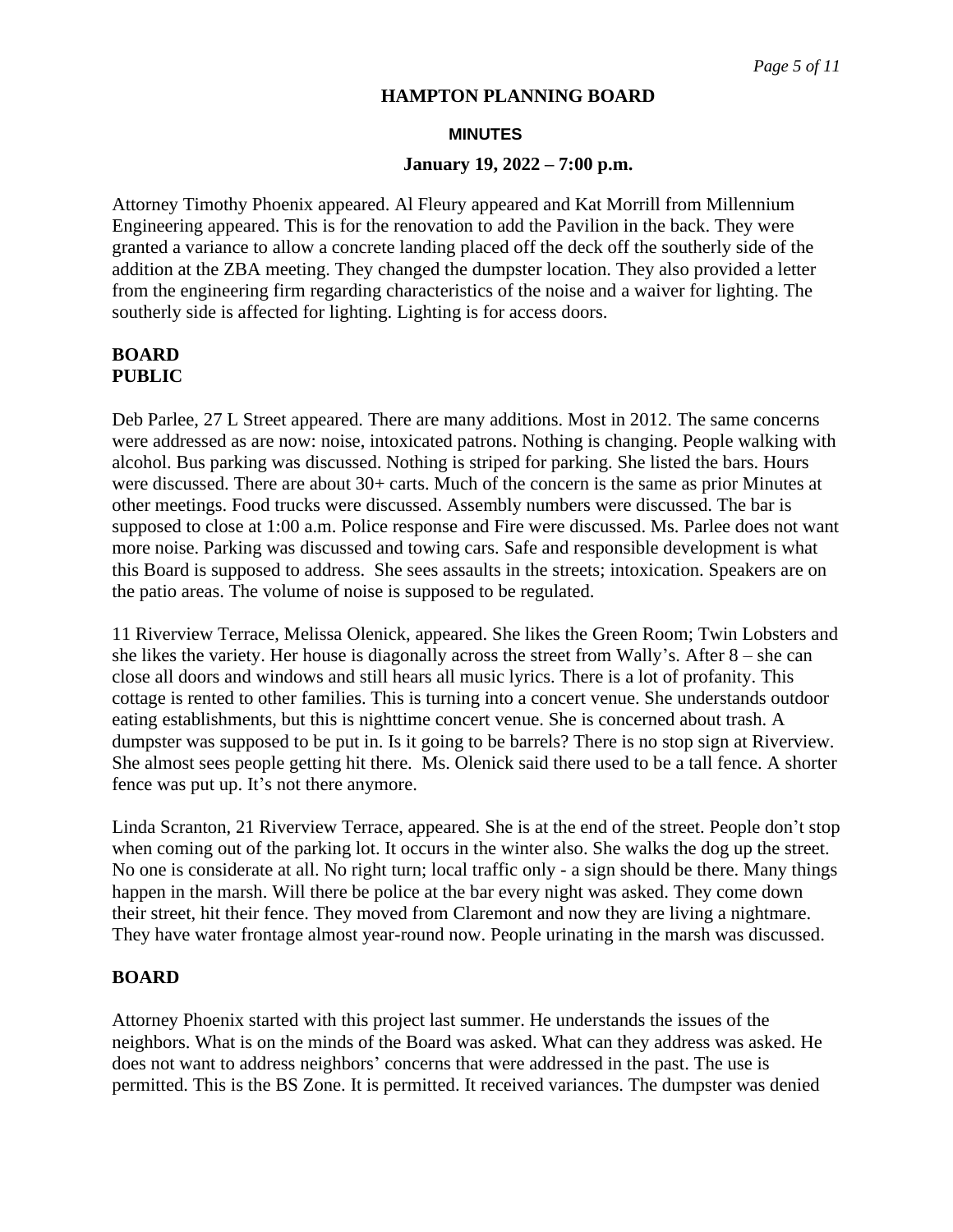# HAMPTON PLANNING BOARD

## MINUTES

### January 19, 2022 – 7:00 p.m.

Attorney Timothy Phoenix appeared. Al Fleury appeared and Kat Morrill from Millennium Engineering appeared. This is for the renovation to add the Pavilion in the back. They were granted a variance to allow a concrete landing placed off the deck off the southerly side of the addition at the ZBA meeting. They changed the dumpster location. They also provided a letter from the engineering firm regarding characteristics of the noise and a waiver for lighting. The southerly side is affected for lighting. Lighting is for access doors.

**BOARD**
**PUBLIC**

Deb Parlee, 27 L Street appeared. There are many additions. Most in 2012. The same concerns were addressed as are now: noise, intoxicated patrons. Nothing is changing. People walking with alcohol. Bus parking was discussed. Nothing is striped for parking. She listed the bars. Hours were discussed. There are about 30+ carts. Much of the concern is the same as prior Minutes at other meetings. Food trucks were discussed. Assembly numbers were discussed. The bar is supposed to close at 1:00 a.m. Police response and Fire were discussed. Ms. Parlee does not want more noise. Parking was discussed and towing cars. Safe and responsible development is what this Board is supposed to address. She sees assaults in the streets; intoxication. Speakers are on the patio areas. The volume of noise is supposed to be regulated.

11 Riverview Terrace, Melissa Olenick, appeared. She likes the Green Room; Twin Lobsters and she likes the variety. Her house is diagonally across the street from Wally's. After 8 – she can close all doors and windows and still hears all music lyrics. There is a lot of profanity. This cottage is rented to other families. This is turning into a concert venue. She understands outdoor eating establishments, but this is nighttime concert venue. She is concerned about trash. A dumpster was supposed to be put in. Is it going to be barrels? There is no stop sign at Riverview. She almost sees people getting hit there. Ms. Olenick said there used to be a tall fence. A shorter fence was put up. It's not there anymore.

Linda Scranton, 21 Riverview Terrace, appeared. She is at the end of the street. People don't stop when coming out of the parking lot. It occurs in the winter also. She walks the dog up the street. No one is considerate at all. No right turn; local traffic only - a sign should be there. Many things happen in the marsh. Will there be police at the bar every night was asked. They come down their street, hit their fence. They moved from Claremont and now they are living a nightmare. They have water frontage almost year-round now. People urinating in the marsh was discussed.

**BOARD**

Attorney Phoenix started with this project last summer. He understands the issues of the neighbors. What is on the minds of the Board was asked. What can they address was asked. He does not want to address neighbors' concerns that were addressed in the past. The use is permitted. This is the BS Zone. It is permitted. It received variances. The dumpster was denied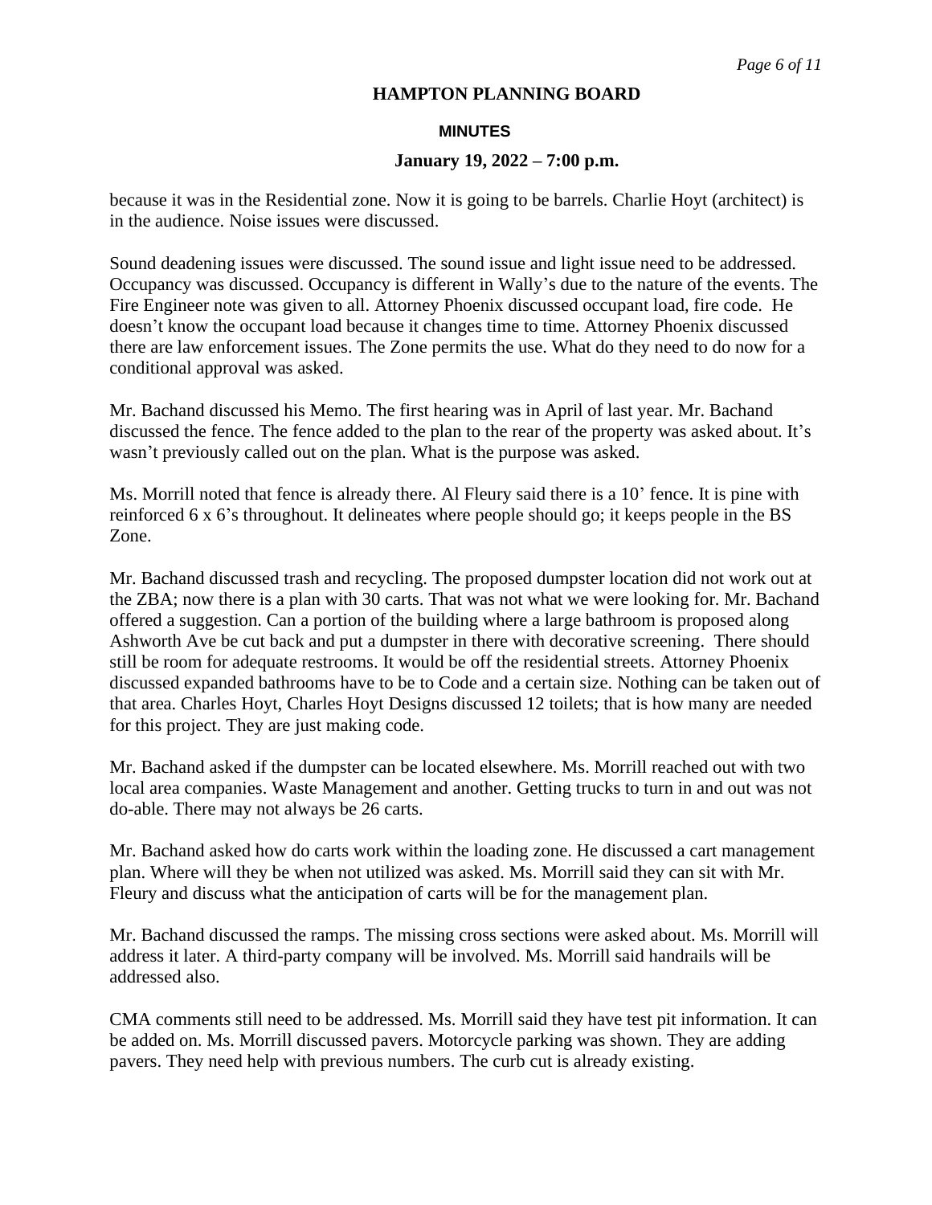because it was in the Residential zone. Now it is going to be barrels. Charlie Hoyt (architect) is in the audience. Noise issues were discussed.

Sound deadening issues were discussed. The sound issue and light issue need to be addressed. Occupancy was discussed. Occupancy is different in Wally's due to the nature of the events. The Fire Engineer note was given to all. Attorney Phoenix discussed occupant load, fire code. He doesn't know the occupant load because it changes time to time. Attorney Phoenix discussed there are law enforcement issues. The Zone permits the use. What do they need to do now for a conditional approval was asked.

Mr. Bachand discussed his Memo. The first hearing was in April of last year. Mr. Bachand discussed the fence. The fence added to the plan to the rear of the property was asked about. It's wasn't previously called out on the plan. What is the purpose was asked.

Ms. Morrill noted that fence is already there. Al Fleury said there is a 10' fence. It is pine with reinforced 6 x 6's throughout. It delineates where people should go; it keeps people in the BS Zone.

Mr. Bachand discussed trash and recycling. The proposed dumpster location did not work out at the ZBA; now there is a plan with 30 carts. That was not what we were looking for. Mr. Bachand offered a suggestion. Can a portion of the building where a large bathroom is proposed along Ashworth Ave be cut back and put a dumpster in there with decorative screening. There should still be room for adequate restrooms. It would be off the residential streets. Attorney Phoenix discussed expanded bathrooms have to be to Code and a certain size. Nothing can be taken out of that area. Charles Hoyt, Charles Hoyt Designs discussed 12 toilets; that is how many are needed for this project. They are just making code.

Mr. Bachand asked if the dumpster can be located elsewhere. Ms. Morrill reached out with two local area companies. Waste Management and another. Getting trucks to turn in and out was not do-able. There may not always be 26 carts.

Mr. Bachand asked how do carts work within the loading zone. He discussed a cart management plan. Where will they be when not utilized was asked. Ms. Morrill said they can sit with Mr. Fleury and discuss what the anticipation of carts will be for the management plan.

Mr. Bachand discussed the ramps. The missing cross sections were asked about. Ms. Morrill will address it later. A third-party company will be involved. Ms. Morrill said handrails will be addressed also.

CMA comments still need to be addressed. Ms. Morrill said they have test pit information. It can be added on. Ms. Morrill discussed pavers. Motorcycle parking was shown. They are adding pavers. They need help with previous numbers. The curb cut is already existing.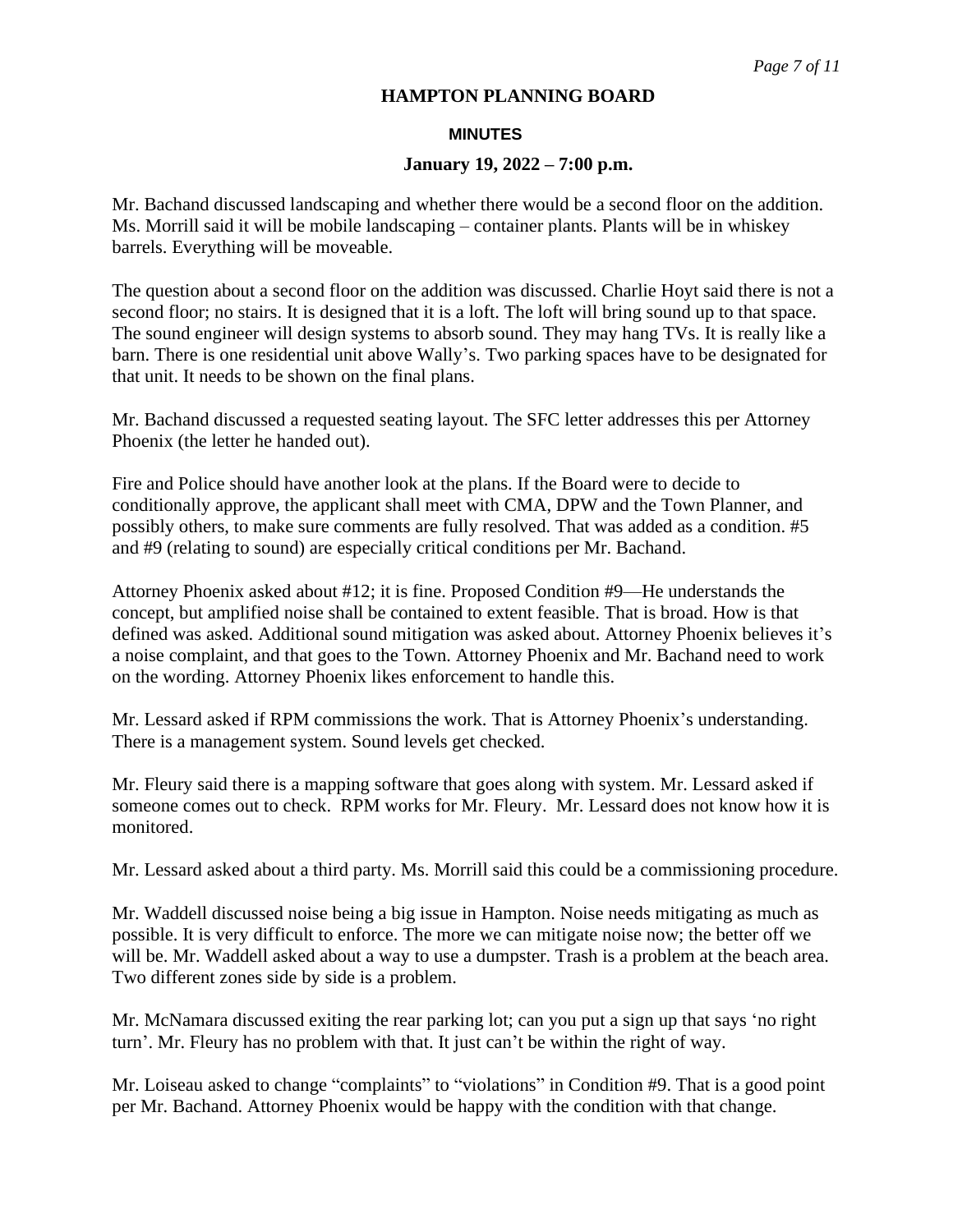# HAMPTON PLANNING BOARD

## MINUTES

### January 19, 2022 – 7:00 p.m.

Mr. Bachand discussed landscaping and whether there would be a second floor on the addition. Ms. Morrill said it will be mobile landscaping – container plants. Plants will be in whiskey barrels. Everything will be moveable.

The question about a second floor on the addition was discussed. Charlie Hoyt said there is not a second floor; no stairs. It is designed that it is a loft. The loft will bring sound up to that space. The sound engineer will design systems to absorb sound. They may hang TVs. It is really like a barn. There is one residential unit above Wally's. Two parking spaces have to be designated for that unit. It needs to be shown on the final plans.

Mr. Bachand discussed a requested seating layout. The SFC letter addresses this per Attorney Phoenix (the letter he handed out).

Fire and Police should have another look at the plans. If the Board were to decide to conditionally approve, the applicant shall meet with CMA, DPW and the Town Planner, and possibly others, to make sure comments are fully resolved. That was added as a condition. #5 and #9 (relating to sound) are especially critical conditions per Mr. Bachand.

Attorney Phoenix asked about #12; it is fine. Proposed Condition #9—He understands the concept, but amplified noise shall be contained to extent feasible. That is broad. How is that defined was asked. Additional sound mitigation was asked about. Attorney Phoenix believes it's a noise complaint, and that goes to the Town. Attorney Phoenix and Mr. Bachand need to work on the wording. Attorney Phoenix likes enforcement to handle this.

Mr. Lessard asked if RPM commissions the work. That is Attorney Phoenix's understanding. There is a management system. Sound levels get checked.

Mr. Fleury said there is a mapping software that goes along with system. Mr. Lessard asked if someone comes out to check. RPM works for Mr. Fleury. Mr. Lessard does not know how it is monitored.

Mr. Lessard asked about a third party. Ms. Morrill said this could be a commissioning procedure.

Mr. Waddell discussed noise being a big issue in Hampton. Noise needs mitigating as much as possible. It is very difficult to enforce. The more we can mitigate noise now; the better off we will be. Mr. Waddell asked about a way to use a dumpster. Trash is a problem at the beach area. Two different zones side by side is a problem.

Mr. McNamara discussed exiting the rear parking lot; can you put a sign up that says 'no right turn'. Mr. Fleury has no problem with that. It just can't be within the right of way.

Mr. Loiseau asked to change "complaints" to "violations" in Condition #9. That is a good point per Mr. Bachand. Attorney Phoenix would be happy with the condition with that change.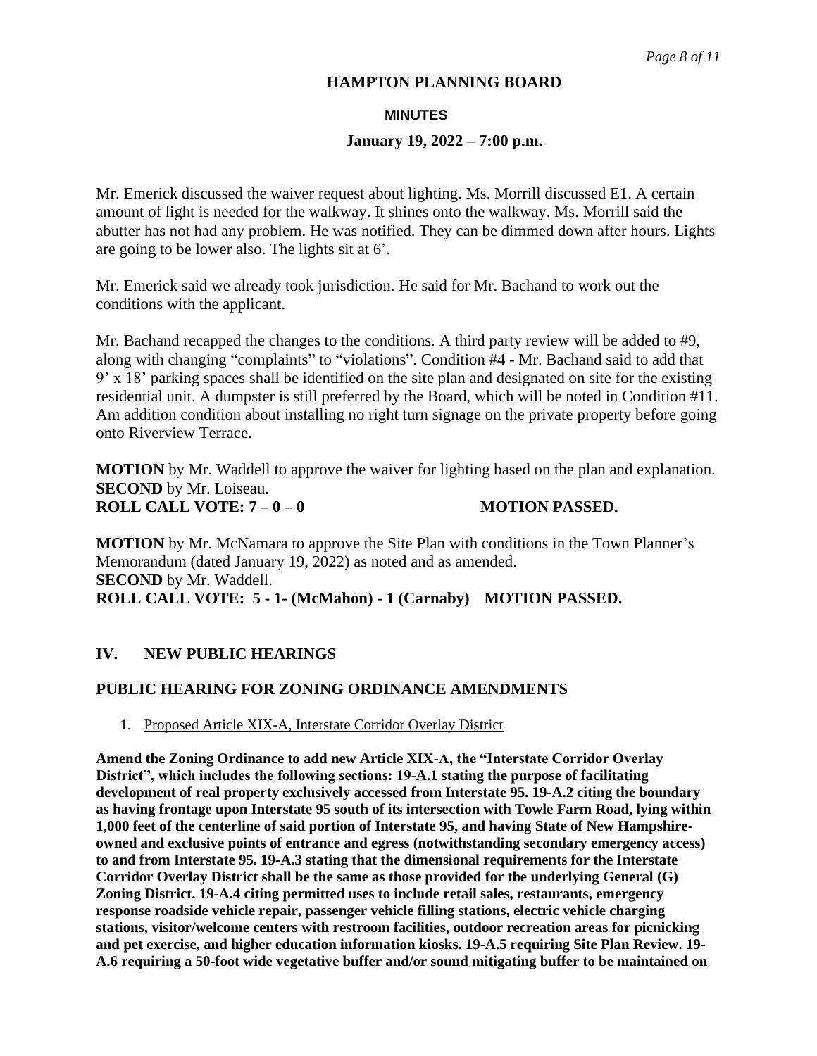Mr. Emerick discussed the waiver request about lighting. Ms. Morrill discussed E1. A certain amount of light is needed for the walkway. It shines onto the walkway. Ms. Morrill said the abutter has not had any problem. He was notified. They can be dimmed down after hours. Lights are going to be lower also. The lights sit at 6'.

Mr. Emerick said we already took jurisdiction. He said for Mr. Bachand to work out the conditions with the applicant.

Mr. Bachand recapped the changes to the conditions. A third party review will be added to #9, along with changing "complaints" to "violations". Condition #4 - Mr. Bachand said to add that 9' x 18' parking spaces shall be identified on the site plan and designated on site for the existing residential unit. A dumpster is still preferred by the Board, which will be noted in Condition #11. Am addition condition about installing no right turn signage on the private property before going onto Riverview Terrace.

**MOTION** by Mr. Waddell to approve the waiver for lighting based on the plan and explanation.
**SECOND** by Mr. Loiseau.
**ROLL CALL VOTE: 7 – 0 – 0 MOTION PASSED.**

**MOTION** by Mr. McNamara to approve the Site Plan with conditions in the Town Planner's Memorandum (dated January 19, 2022) as noted and as amended.
**SECOND** by Mr. Waddell.
**ROLL CALL VOTE: 5 - 1- (McMahon) - 1 (Carnaby) MOTION PASSED.**

## IV. NEW PUBLIC HEARINGS

## PUBLIC HEARING FOR ZONING ORDINANCE AMENDMENTS

1. Proposed Article XIX-A, Interstate Corridor Overlay District

**Amend the Zoning Ordinance to add new Article XIX-A, the "Interstate Corridor Overlay District", which includes the following sections: 19-A.1 stating the purpose of facilitating development of real property exclusively accessed from Interstate 95. 19-A.2 citing the boundary as having frontage upon Interstate 95 south of its intersection with Towle Farm Road, lying within 1,000 feet of the centerline of said portion of Interstate 95, and having State of New Hampshire-owned and exclusive points of entrance and egress (notwithstanding secondary emergency access) to and from Interstate 95. 19-A.3 stating that the dimensional requirements for the Interstate Corridor Overlay District shall be the same as those provided for the underlying General (G) Zoning District. 19-A.4 citing permitted uses to include retail sales, restaurants, emergency response roadside vehicle repair, passenger vehicle filling stations, electric vehicle charging stations, visitor/welcome centers with restroom facilities, outdoor recreation areas for picnicking and pet exercise, and higher education information kiosks. 19-A.5 requiring Site Plan Review. 19-A.6 requiring a 50-foot wide vegetative buffer and/or sound mitigating buffer to be maintained on**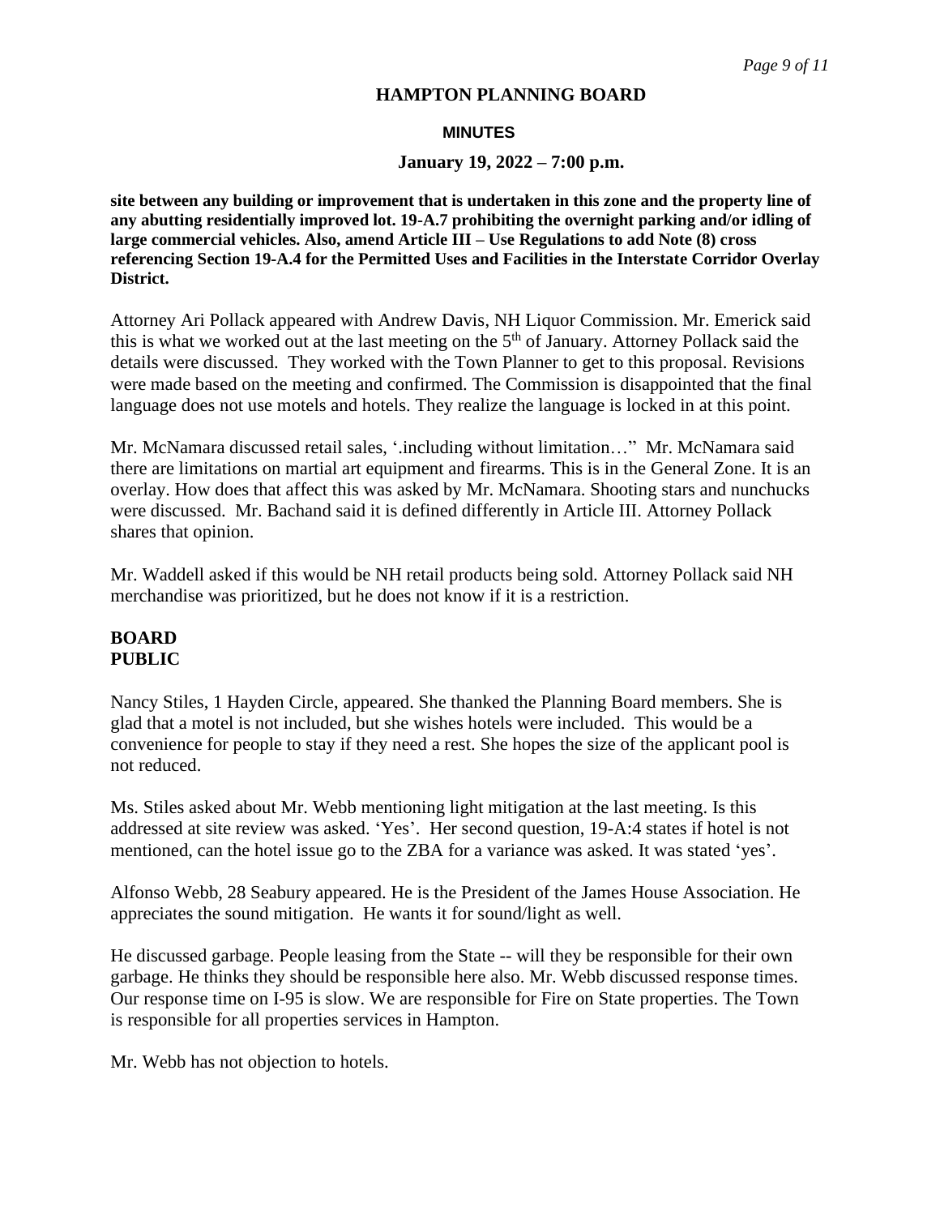**site between any building or improvement that is undertaken in this zone and the property line of any abutting residentially improved lot. 19-A.7 prohibiting the overnight parking and/or idling of large commercial vehicles. Also, amend Article III – Use Regulations to add Note (8) cross referencing Section 19-A.4 for the Permitted Uses and Facilities in the Interstate Corridor Overlay District.**

Attorney Ari Pollack appeared with Andrew Davis, NH Liquor Commission. Mr. Emerick said this is what we worked out at the last meeting on the 5th of January. Attorney Pollack said the details were discussed. They worked with the Town Planner to get to this proposal. Revisions were made based on the meeting and confirmed. The Commission is disappointed that the final language does not use motels and hotels. They realize the language is locked in at this point.

Mr. McNamara discussed retail sales, '.including without limitation…" Mr. McNamara said there are limitations on martial art equipment and firearms. This is in the General Zone. It is an overlay. How does that affect this was asked by Mr. McNamara. Shooting stars and nunchucks were discussed. Mr. Bachand said it is defined differently in Article III. Attorney Pollack shares that opinion.

Mr. Waddell asked if this would be NH retail products being sold. Attorney Pollack said NH merchandise was prioritized, but he does not know if it is a restriction.

**BOARD**
**PUBLIC**

Nancy Stiles, 1 Hayden Circle, appeared. She thanked the Planning Board members. She is glad that a motel is not included, but she wishes hotels were included. This would be a convenience for people to stay if they need a rest. She hopes the size of the applicant pool is not reduced.

Ms. Stiles asked about Mr. Webb mentioning light mitigation at the last meeting. Is this addressed at site review was asked. 'Yes'. Her second question, 19-A:4 states if hotel is not mentioned, can the hotel issue go to the ZBA for a variance was asked. It was stated 'yes'.

Alfonso Webb, 28 Seabury appeared. He is the President of the James House Association. He appreciates the sound mitigation. He wants it for sound/light as well.

He discussed garbage. People leasing from the State -- will they be responsible for their own garbage. He thinks they should be responsible here also. Mr. Webb discussed response times. Our response time on I-95 is slow. We are responsible for Fire on State properties. The Town is responsible for all properties services in Hampton.

Mr. Webb has not objection to hotels.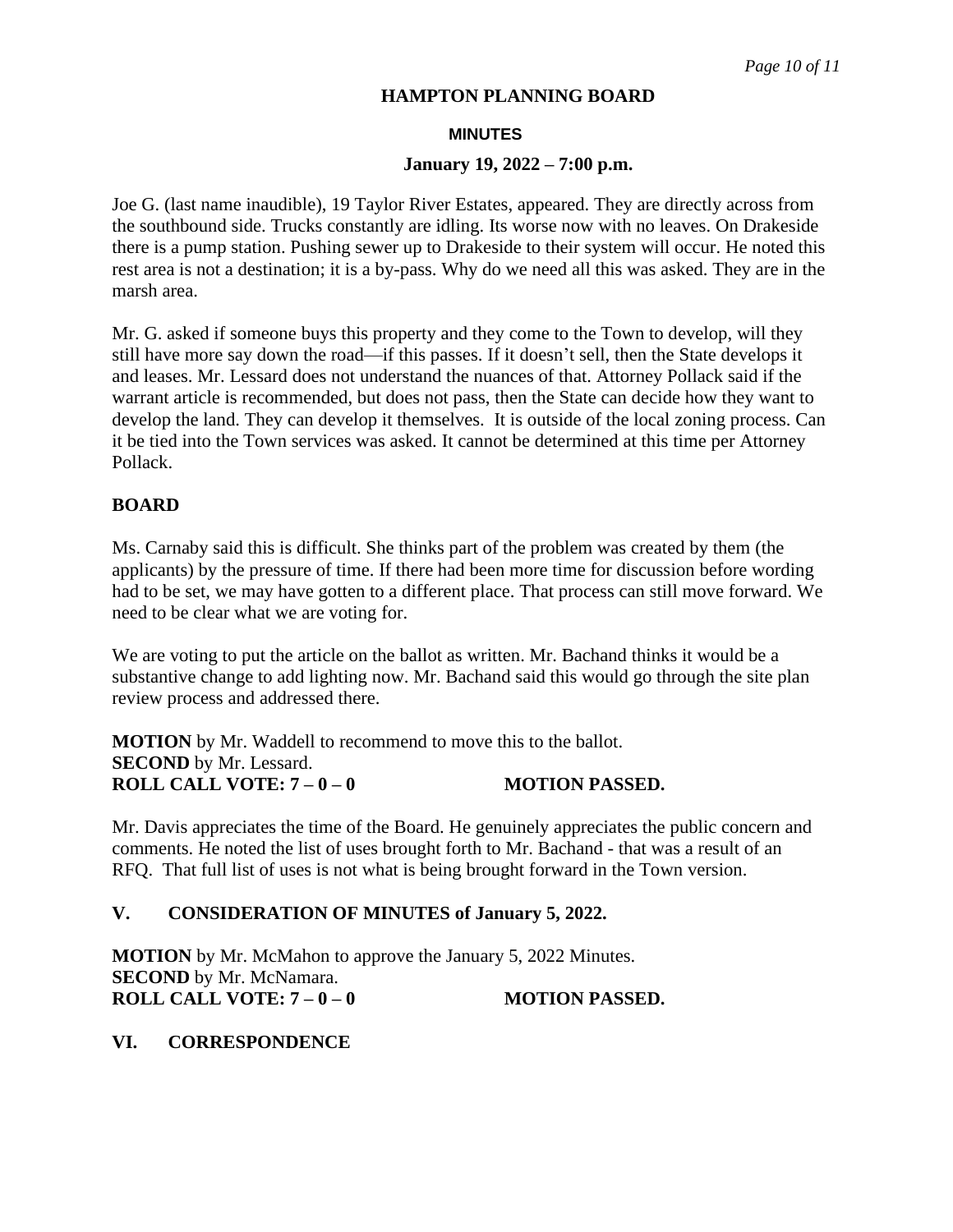Joe G. (last name inaudible), 19 Taylor River Estates, appeared. They are directly across from the southbound side. Trucks constantly are idling. Its worse now with no leaves. On Drakeside there is a pump station. Pushing sewer up to Drakeside to their system will occur. He noted this rest area is not a destination; it is a by-pass. Why do we need all this was asked. They are in the marsh area.

Mr. G. asked if someone buys this property and they come to the Town to develop, will they still have more say down the road—if this passes. If it doesn't sell, then the State develops it and leases. Mr. Lessard does not understand the nuances of that. Attorney Pollack said if the warrant article is recommended, but does not pass, then the State can decide how they want to develop the land. They can develop it themselves. It is outside of the local zoning process. Can it be tied into the Town services was asked. It cannot be determined at this time per Attorney Pollack.

## BOARD

Ms. Carnaby said this is difficult. She thinks part of the problem was created by them (the applicants) by the pressure of time. If there had been more time for discussion before wording had to be set, we may have gotten to a different place. That process can still move forward. We need to be clear what we are voting for.

We are voting to put the article on the ballot as written. Mr. Bachand thinks it would be a substantive change to add lighting now. Mr. Bachand said this would go through the site plan review process and addressed there.

**MOTION** by Mr. Waddell to recommend to move this to the ballot.
**SECOND** by Mr. Lessard.
**ROLL CALL VOTE: 7 – 0 – 0** **MOTION PASSED.**

Mr. Davis appreciates the time of the Board. He genuinely appreciates the public concern and comments. He noted the list of uses brought forth to Mr. Bachand - that was a result of an RFQ. That full list of uses is not what is being brought forward in the Town version.

## V. CONSIDERATION OF MINUTES of January 5, 2022.

**MOTION** by Mr. McMahon to approve the January 5, 2022 Minutes.
**SECOND** by Mr. McNamara.
**ROLL CALL VOTE: 7 – 0 – 0** **MOTION PASSED.**

## VI. CORRESPONDENCE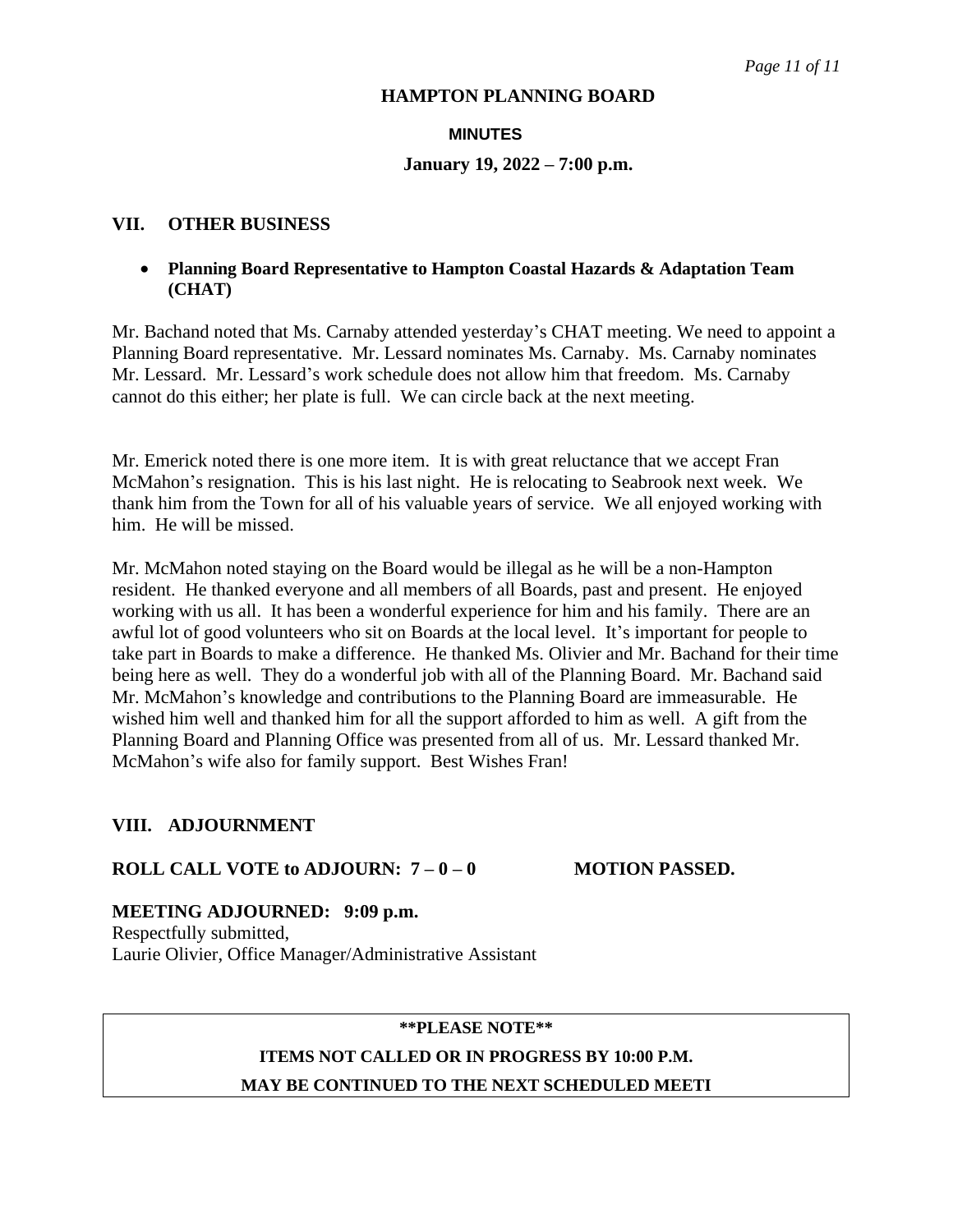**HAMPTON PLANNING BOARD**

**MINUTES**

**January 19, 2022 – 7:00 p.m.**

## VII. OTHER BUSINESS

- **Planning Board Representative to Hampton Coastal Hazards & Adaptation Team (CHAT)**

Mr. Bachand noted that Ms. Carnaby attended yesterday's CHAT meeting. We need to appoint a Planning Board representative. Mr. Lessard nominates Ms. Carnaby. Ms. Carnaby nominates Mr. Lessard. Mr. Lessard's work schedule does not allow him that freedom. Ms. Carnaby cannot do this either; her plate is full. We can circle back at the next meeting.

Mr. Emerick noted there is one more item. It is with great reluctance that we accept Fran McMahon's resignation. This is his last night. He is relocating to Seabrook next week. We thank him from the Town for all of his valuable years of service. We all enjoyed working with him. He will be missed.

Mr. McMahon noted staying on the Board would be illegal as he will be a non-Hampton resident. He thanked everyone and all members of all Boards, past and present. He enjoyed working with us all. It has been a wonderful experience for him and his family. There are an awful lot of good volunteers who sit on Boards at the local level. It's important for people to take part in Boards to make a difference. He thanked Ms. Olivier and Mr. Bachand for their time being here as well. They do a wonderful job with all of the Planning Board. Mr. Bachand said Mr. McMahon's knowledge and contributions to the Planning Board are immeasurable. He wished him well and thanked him for all the support afforded to him as well. A gift from the Planning Board and Planning Office was presented from all of us. Mr. Lessard thanked Mr. McMahon's wife also for family support. Best Wishes Fran!

## VIII. ADJOURNMENT

**ROLL CALL VOTE to ADJOURN: 7 – 0 – 0 MOTION PASSED.**

**MEETING ADJOURNED: 9:09 p.m.**

Respectfully submitted,
Laurie Olivier, Office Manager/Administrative Assistant

**\*\*PLEASE NOTE\*\***

**ITEMS NOT CALLED OR IN PROGRESS BY 10:00 P.M.**

**MAY BE CONTINUED TO THE NEXT SCHEDULED MEETI**